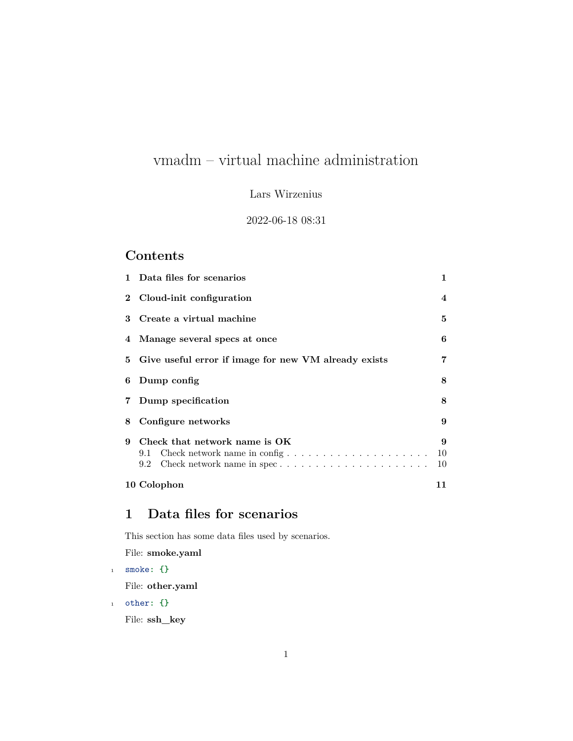# vmadm – virtual machine administration

Lars Wirzenius

2022-06-18 08:31

## Contents

1 Data files for scenarios ... 1
2 Cloud-init configuration ... 4
3 Create a virtual machine ... 5
4 Manage several specs at once ... 6
5 Give useful error if image for new VM already exists ... 7
6 Dump config ... 8
7 Dump specification ... 8
8 Configure networks ... 9
9 Check that network name is OK ... 9
  9.1 Check network name in config ... 10
  9.2 Check network name in spec ... 10
10 Colophon ... 11

## 1 Data files for scenarios

This section has some data files used by scenarios.

File: **smoke.yaml**

```yaml
smoke: {}
```

File: **other.yaml**

```yaml
other: {}
```

File: **ssh_key**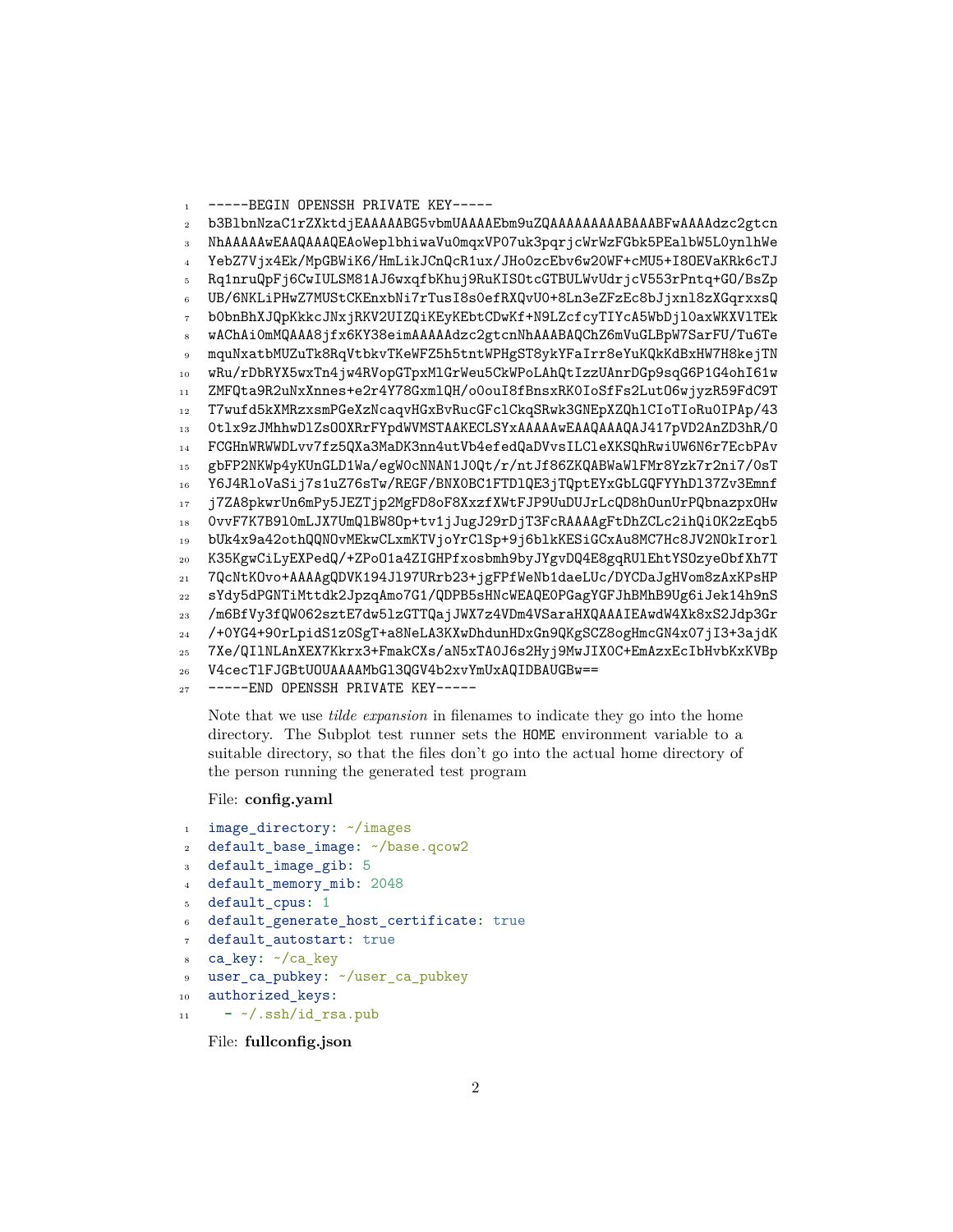```
-----BEGIN OPENSSH PRIVATE KEY-----
b3BlbnNzaC1rZXktdjEAAAAABG5vbmUAAAAEbm9uZQAAAAAAAAABAAABFwAAAAdzc2gtcn
NhAAAAAwEAAQAAAQEAoWeplbhiwaVu0mqxVP07uk3pqrjcWrWzFGbk5PEalbW5L0ynlhWe
YebZ7Vjx4Ek/MpGBWiK6/HmLikJCnQcR1ux/JHo0zcEbv6w20WF+cMU5+I8OEVaKRk6cTJ
Rq1nruQpFj6CwIULSM81AJ6wxqfbKhuj9RuKISOtcGTBULWvUdrjcV553rPntq+GO/BsZp
UB/6NKLiPHwZ7MUStCKEnxbNi7rTusI8s0efRXQvU0+8Ln3eZFzEc8bJjxnl8zXGqrxxsQ
b0bnBhXJQpKkkcJNxjRKV2UIZQiKEyKEbtCDwKf+N9LZcfcyTIYcA5WbDjl0axWKXVlTEk
wAChAi0mMQAAA8jfx6KY38eimAAAAAdzc2gtcnNhAAABAQChZ6mVuGLBpW7SarFU/Tu6Te
mquNxatbMUZuTk8RqVtbkvTKeWFZ5h5tntWPHgST8ykYFaIrr8eYuKQkKdBxHW7H8kejTN
wRu/rDbRYX5wxTn4jw4RVopGTpxMlGrWeu5CkWPoLAhQtIzzUAnrDGp9sqG6P1G4ohI61w
ZMFQta9R2uNxXnnes+e2r4Y78GxmlQH/o0ouI8fBnsxRK0IoSfFs2LutO6wjyzR59FdC9T
T7wufd5kXMRzxsmPGeXzNcaqvHGxBvRucGFclCkqSRwk3GNEpXZQhlCIoTIoRu0IPAp/43
0tlx9zJMhhwDlZsOOXRrFYpdWVMSTAAKECLSYxAAAAAwEAAQAAAQAJ417pVD2AnZD3hR/O
FCGHnWRWWDLvv7fz5QXa3MaDK3nn4utVb4efedQaDVvsILCleXKSQhRwiUW6N6r7EcbPAv
gbFP2NKWp4yKUnGLD1Wa/egW0cNNAN1J0Qt/r/ntJf86ZKQABWaWlFMr8Yzk7r2ni7/0sT
Y6J4RloVaSij7s1uZ76sTw/REGF/BNX0BC1FTDlQE3jTQptEYxGbLGQFYYhDl37Zv3Emnf
j7ZA8pkwrUn6mPy5JEZTjp2MgFD8oF8XxzfXWtFJP9UuDUJrLcQD8h0unUrPQbnazpxOHw
0vvF7K7B9l0mLJX7UmQlBW8Op+tv1jJugJ29rDjT3FcRAAAAgFtDhZCLc2ihQiOK2zEqb5
bUk4x9a42othQQNOvMEkwCLxmKTVjoYrClSp+9j6blkKESiGCxAu8MC7Hc8JV2NOkIrorl
K35KgwCiLyEXPedQ/+ZPoO1a4ZIGHPfxosbmh9byJYgvDQ4E8gqRUlEhtYSOzyeObfXh7T
7QcNtKOvo+AAAAgQDVK194Jl97URrb23+jgFPfWeNb1daeLUc/DYCDaJgHVom8zAxKPsHP
sYdy5dPGNTiMttdk2JpzqAmo7G1/QDPB5sHNcWEAQE0PGagYGFJhBMhB9Ug6iJek14h9nS
/m6BfVy3fQW062sztE7dw5lzGTTQajJWX7z4VDm4VSaraHXQAAAIEAwdW4Xk8xS2Jdp3Gr
/+0YG4+9OrLpidS1z0SgT+a8NeLA3KXwDhdunHDxGn9QKgSCZ8ogHmcGN4x07jI3+3ajdK
7Xe/QIlNLAnXEX7Kkrx3+FmakCXs/aN5xTA0J6s2Hyj9MwJIX0C+EmAzxEcIbHvbKxKVBp
V4cecTlFJGBtUOUAAAAMbGl3QGV4b2xvYmUxAQIDBAUGBw==
-----END OPENSSH PRIVATE KEY-----
```

Note that we use *tilde expansion* in filenames to indicate they go into the home directory. The Subplot test runner sets the `HOME` environment variable to a suitable directory, so that the files don't go into the actual home directory of the person running the generated test program

File: **config.yaml**

```yaml
image_directory: ~/images
default_base_image: ~/base.qcow2
default_image_gib: 5
default_memory_mib: 2048
default_cpus: 1
default_generate_host_certificate: true
default_autostart: true
ca_key: ~/ca_key
user_ca_pubkey: ~/user_ca_pubkey
authorized_keys:
  - ~/.ssh/id_rsa.pub
```

File: **fullconfig.json**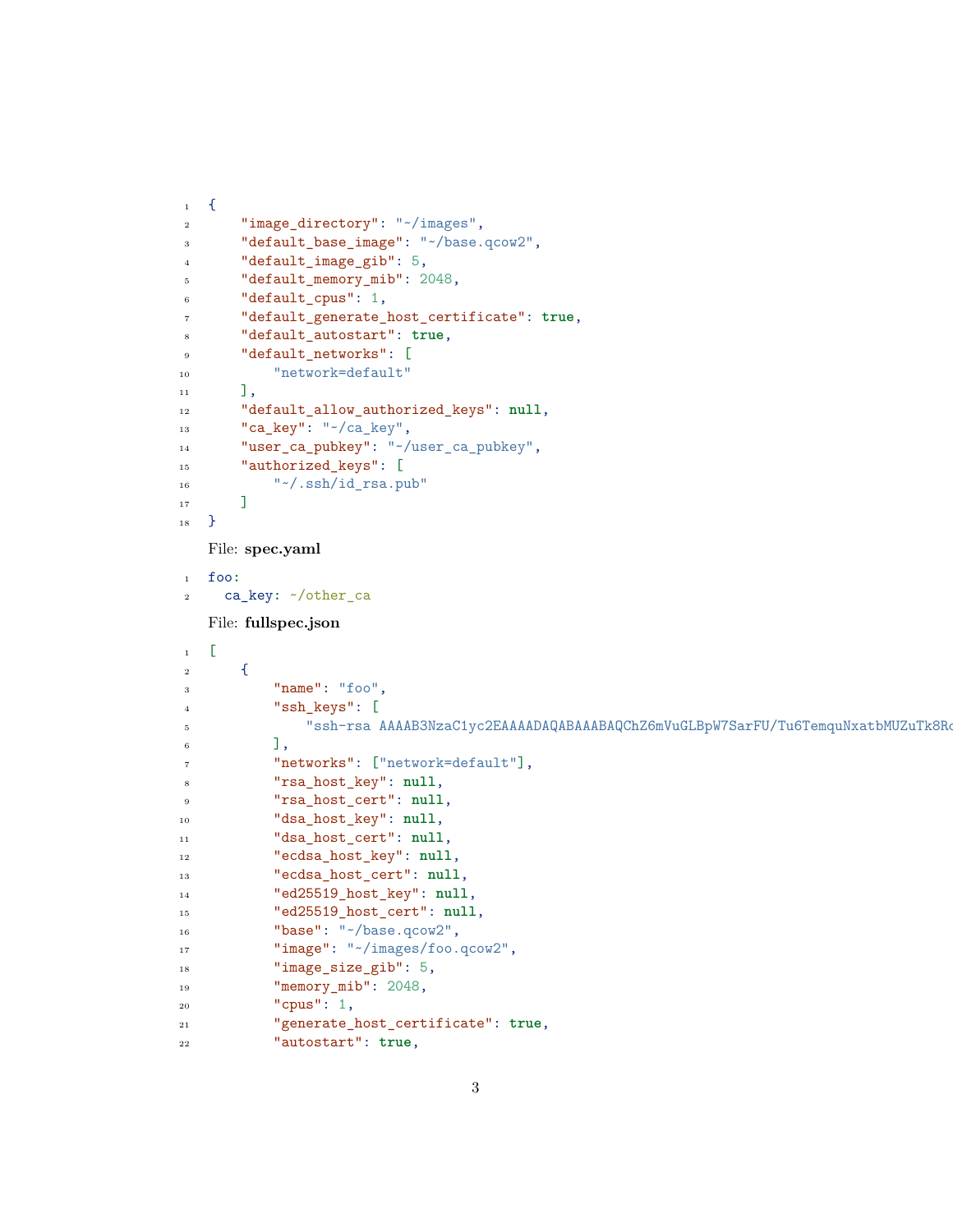```
{
    "image_directory": "~/images",
    "default_base_image": "~/base.qcow2",
    "default_image_gib": 5,
    "default_memory_mib": 2048,
    "default_cpus": 1,
    "default_generate_host_certificate": true,
    "default_autostart": true,
    "default_networks": [
        "network=default"
    ],
    "default_allow_authorized_keys": null,
    "ca_key": "~/ca_key",
    "user_ca_pubkey": "~/user_ca_pubkey",
    "authorized_keys": [
        "~/.ssh/id_rsa.pub"
    ]
}
```

File: **spec.yaml**

```
foo:
  ca_key: ~/other_ca
```

File: **fullspec.json**

```
[
    {
        "name": "foo",
        "ssh_keys": [
            "ssh-rsa AAAAB3NzaC1yc2EAAAADAQABAAABAQChZ6mVuGLBpW7SarFU/Tu6TemquNxatbMUZuTk8Ro
        ],
        "networks": ["network=default"],
        "rsa_host_key": null,
        "rsa_host_cert": null,
        "dsa_host_key": null,
        "dsa_host_cert": null,
        "ecdsa_host_key": null,
        "ecdsa_host_cert": null,
        "ed25519_host_key": null,
        "ed25519_host_cert": null,
        "base": "~/base.qcow2",
        "image": "~/images/foo.qcow2",
        "image_size_gib": 5,
        "memory_mib": 2048,
        "cpus": 1,
        "generate_host_certificate": true,
        "autostart": true,
```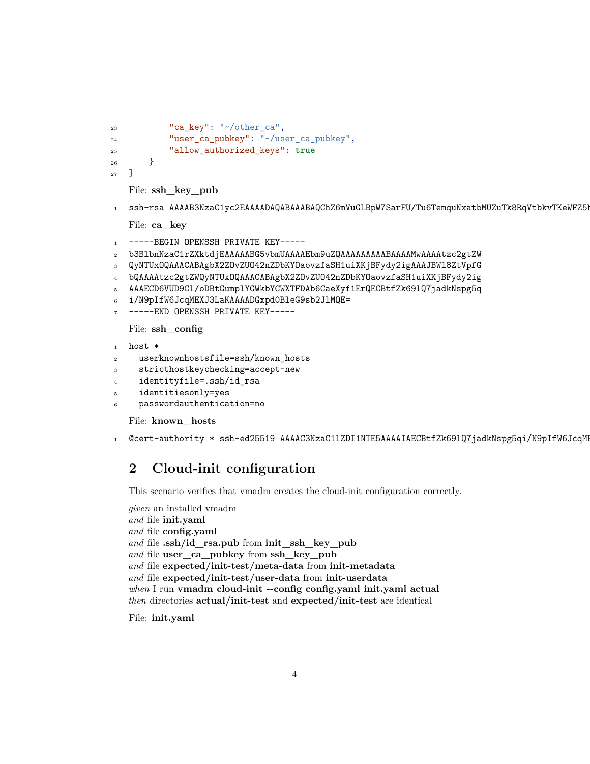```
        "ca_key": "~/other_ca",
        "user_ca_pubkey": "~/user_ca_pubkey",
        "allow_authorized_keys": true
    }
]
```

File: **ssh_key_pub**

```
ssh-rsa AAAAB3NzaC1yc2EAAAADAQABAAABAQChZ6mVuGLBpW7SarFU/Tu6TemquNxatbMUZuTk8RqVtbkvTKeWFZ5h
```

File: **ca_key**

```
-----BEGIN OPENSSH PRIVATE KEY-----
b3BlbnNzaC1rZXktdjEAAAAABG5vbmUAAAAEbm9uZQAAAAAAAAABAAAAMwAAAAtzc2gtZW
QyNTUxOQAAACABAgbX2ZOvZUO42nZDbKYOaovzfaSH1uiXKjBFydy2igAAAJBWl8ZtVpfG
bQAAAAtzc2gtZWQyNTUxOQAAACABAgbX2ZOvZUO42nZDbKYOaovzfaSH1uiXKjBFydy2ig
AAAECD6VUD9Cl/oDBtGumplYGWkbYCWXTFDAb6CaeXyf1ErQECBtfZk69lQ7jadkNspg5q
i/N9pIfW6JcqMEXJ3LaKAAAADGxpd0BleG9sb2JlMQE=
-----END OPENSSH PRIVATE KEY-----
```

File: **ssh_config**

```
host *
  userknownhostsfile=ssh/known_hosts
  stricthostkeychecking=accept-new
  identityfile=.ssh/id_rsa
  identitiesonly=yes
  passwordauthentication=no
```

File: **known_hosts**

```
@cert-authority * ssh-ed25519 AAAAC3NzaC1lZDI1NTE5AAAAIAECBtfZk69lQ7jadkNspg5qi/N9pIfW6JcqMI
```

## 2 Cloud-init configuration

This scenario verifies that vmadm creates the cloud-init configuration correctly.

*given* an installed vmadm
*and* file **init.yaml**
*and* file **config.yaml**
*and* file **.ssh/id_rsa.pub** from **init_ssh_key_pub**
*and* file **user_ca_pubkey** from **ssh_key_pub**
*and* file **expected/init-test/meta-data** from **init-metadata**
*and* file **expected/init-test/user-data** from **init-userdata**
*when* I run **vmadm cloud-init --config config.yaml init.yaml actual**
*then* directories **actual/init-test** and **expected/init-test** are identical

File: **init.yaml**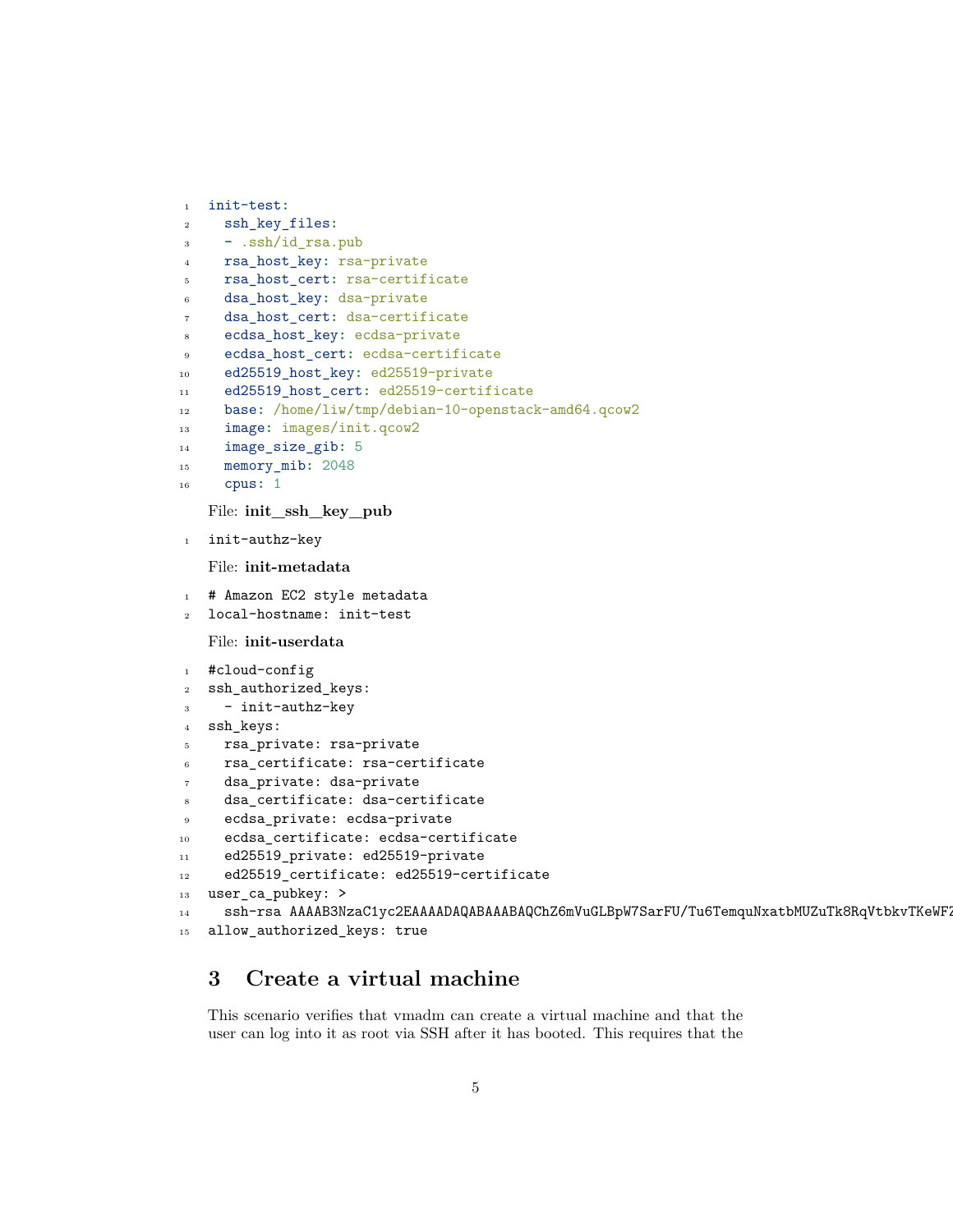```yaml
init-test:
  ssh_key_files:
  - .ssh/id_rsa.pub
  rsa_host_key: rsa-private
  rsa_host_cert: rsa-certificate
  dsa_host_key: dsa-private
  dsa_host_cert: dsa-certificate
  ecdsa_host_key: ecdsa-private
  ecdsa_host_cert: ecdsa-certificate
  ed25519_host_key: ed25519-private
  ed25519_host_cert: ed25519-certificate
  base: /home/liw/tmp/debian-10-openstack-amd64.qcow2
  image: images/init.qcow2
  image_size_gib: 5
  memory_mib: 2048
  cpus: 1
```

File: **init__ssh__key__pub**

```
init-authz-key
```

File: **init-metadata**

```
# Amazon EC2 style metadata
local-hostname: init-test
```

File: **init-userdata**

```
#cloud-config
ssh_authorized_keys:
  - init-authz-key
ssh_keys:
  rsa_private: rsa-private
  rsa_certificate: rsa-certificate
  dsa_private: dsa-private
  dsa_certificate: dsa-certificate
  ecdsa_private: ecdsa-private
  ecdsa_certificate: ecdsa-certificate
  ed25519_private: ed25519-private
  ed25519_certificate: ed25519-certificate
user_ca_pubkey: >
  ssh-rsa AAAAB3NzaC1yc2EAAAADAQABAAABAQChZ6mVuGLBpW7SarFU/Tu6TemquNxatbMUZuTk8RqVtbkvTKeWFZ
allow_authorized_keys: true
```

## 3 Create a virtual machine

This scenario verifies that vmadm can create a virtual machine and that the user can log into it as root via SSH after it has booted. This requires that the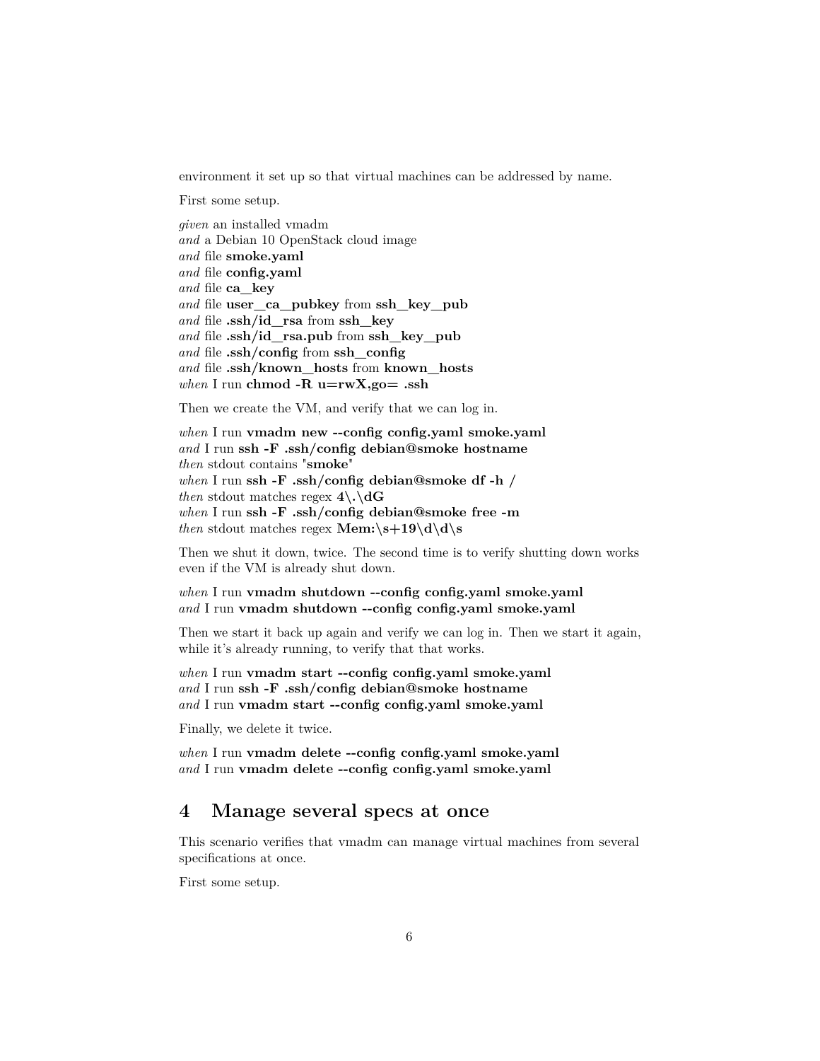environment it set up so that virtual machines can be addressed by name.

First some setup.

*given* an installed vmadm  
*and* a Debian 10 OpenStack cloud image  
*and* file **smoke.yaml**  
*and* file **config.yaml**  
*and* file **ca_key**  
*and* file **user_ca_pubkey** from **ssh_key_pub**  
*and* file **.ssh/id_rsa** from **ssh_key**  
*and* file **.ssh/id_rsa.pub** from **ssh_key_pub**  
*and* file **.ssh/config** from **ssh_config**  
*and* file **.ssh/known_hosts** from **known_hosts**  
*when* I run **chmod -R u=rwX,go= .ssh**

Then we create the VM, and verify that we can log in.

*when* I run **vmadm new --config config.yaml smoke.yaml**  
*and* I run **ssh -F .ssh/config debian@smoke hostname**  
*then* stdout contains "**smoke**"  
*when* I run **ssh -F .ssh/config debian@smoke df -h /**  
*then* stdout matches regex **4\.\dG**  
*when* I run **ssh -F .ssh/config debian@smoke free -m**  
*then* stdout matches regex **Mem:\s+19\d\d\s**

Then we shut it down, twice. The second time is to verify shutting down works even if the VM is already shut down.

*when* I run **vmadm shutdown --config config.yaml smoke.yaml**  
*and* I run **vmadm shutdown --config config.yaml smoke.yaml**

Then we start it back up again and verify we can log in. Then we start it again, while it's already running, to verify that that works.

*when* I run **vmadm start --config config.yaml smoke.yaml**  
*and* I run **ssh -F .ssh/config debian@smoke hostname**  
*and* I run **vmadm start --config config.yaml smoke.yaml**

Finally, we delete it twice.

*when* I run **vmadm delete --config config.yaml smoke.yaml**  
*and* I run **vmadm delete --config config.yaml smoke.yaml**

# 4 Manage several specs at once

This scenario verifies that vmadm can manage virtual machines from several specifications at once.

First some setup.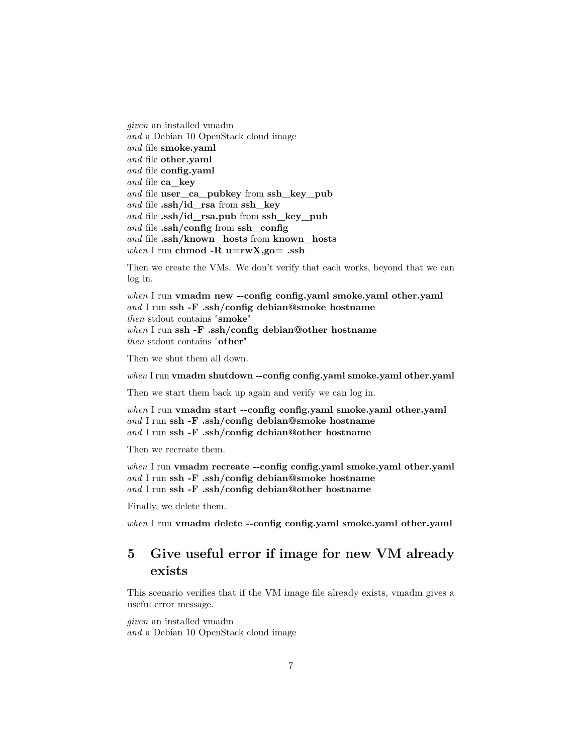*given* an installed vmadm
*and* a Debian 10 OpenStack cloud image
*and* file **smoke.yaml**
*and* file **other.yaml**
*and* file **config.yaml**
*and* file **ca_key**
*and* file **user_ca_pubkey** from **ssh_key_pub**
*and* file **.ssh/id_rsa** from **ssh_key**
*and* file **.ssh/id_rsa.pub** from **ssh_key_pub**
*and* file **.ssh/config** from **ssh_config**
*and* file **.ssh/known_hosts** from **known_hosts**
*when* I run **chmod -R u=rwX,go= .ssh**

Then we create the VMs. We don't verify that each works, beyond that we can log in.

*when* I run **vmadm new --config config.yaml smoke.yaml other.yaml**
*and* I run **ssh -F .ssh/config debian@smoke hostname**
*then* stdout contains "**smoke**"
*when* I run **ssh -F .ssh/config debian@other hostname**
*then* stdout contains "**other**"

Then we shut them all down.

*when* I run **vmadm shutdown --config config.yaml smoke.yaml other.yaml**

Then we start them back up again and verify we can log in.

*when* I run **vmadm start --config config.yaml smoke.yaml other.yaml**
*and* I run **ssh -F .ssh/config debian@smoke hostname**
*and* I run **ssh -F .ssh/config debian@other hostname**

Then we recreate them.

*when* I run **vmadm recreate --config config.yaml smoke.yaml other.yaml**
*and* I run **ssh -F .ssh/config debian@smoke hostname**
*and* I run **ssh -F .ssh/config debian@other hostname**

Finally, we delete them.

*when* I run **vmadm delete --config config.yaml smoke.yaml other.yaml**

## 5 Give useful error if image for new VM already exists

This scenario verifies that if the VM image file already exists, vmadm gives a useful error message.

*given* an installed vmadm
*and* a Debian 10 OpenStack cloud image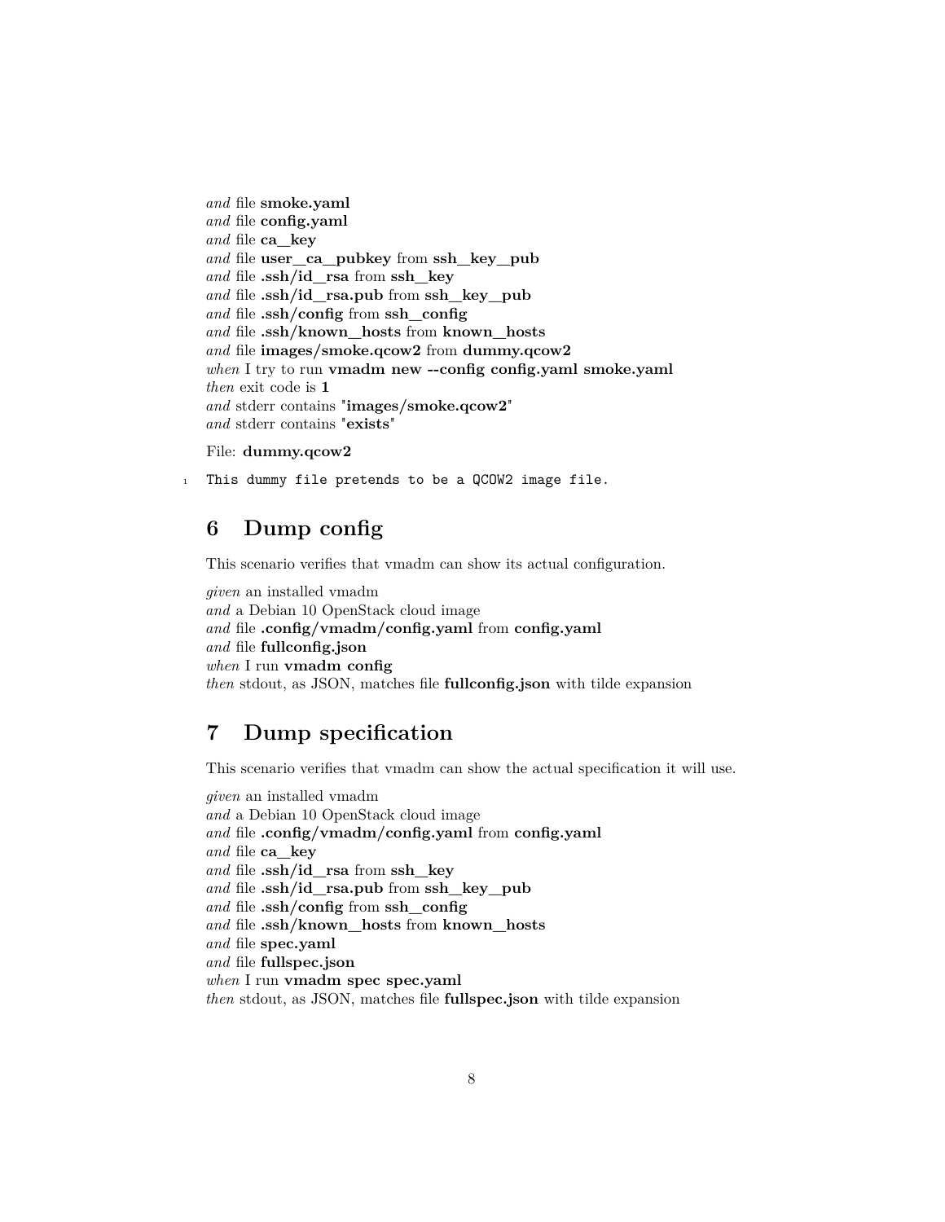*and* file **smoke.yaml**
*and* file **config.yaml**
*and* file **ca_key**
*and* file **user_ca_pubkey** from **ssh_key_pub**
*and* file **.ssh/id_rsa** from **ssh_key**
*and* file **.ssh/id_rsa.pub** from **ssh_key_pub**
*and* file **.ssh/config** from **ssh_config**
*and* file **.ssh/known_hosts** from **known_hosts**
*and* file **images/smoke.qcow2** from **dummy.qcow2**
*when* I try to run **vmadm new --config config.yaml smoke.yaml**
*then* exit code is **1**
*and* stderr contains "**images/smoke.qcow2**"
*and* stderr contains "**exists**"

File: **dummy.qcow2**

```
This dummy file pretends to be a QCOW2 image file.
```

# 6 Dump config

This scenario verifies that vmadm can show its actual configuration.

*given* an installed vmadm
*and* a Debian 10 OpenStack cloud image
*and* file **.config/vmadm/config.yaml** from **config.yaml**
*and* file **fullconfig.json**
*when* I run **vmadm config**
*then* stdout, as JSON, matches file **fullconfig.json** with tilde expansion

# 7 Dump specification

This scenario verifies that vmadm can show the actual specification it will use.

*given* an installed vmadm
*and* a Debian 10 OpenStack cloud image
*and* file **.config/vmadm/config.yaml** from **config.yaml**
*and* file **ca_key**
*and* file **.ssh/id_rsa** from **ssh_key**
*and* file **.ssh/id_rsa.pub** from **ssh_key_pub**
*and* file **.ssh/config** from **ssh_config**
*and* file **.ssh/known_hosts** from **known_hosts**
*and* file **spec.yaml**
*and* file **fullspec.json**
*when* I run **vmadm spec spec.yaml**
*then* stdout, as JSON, matches file **fullspec.json** with tilde expansion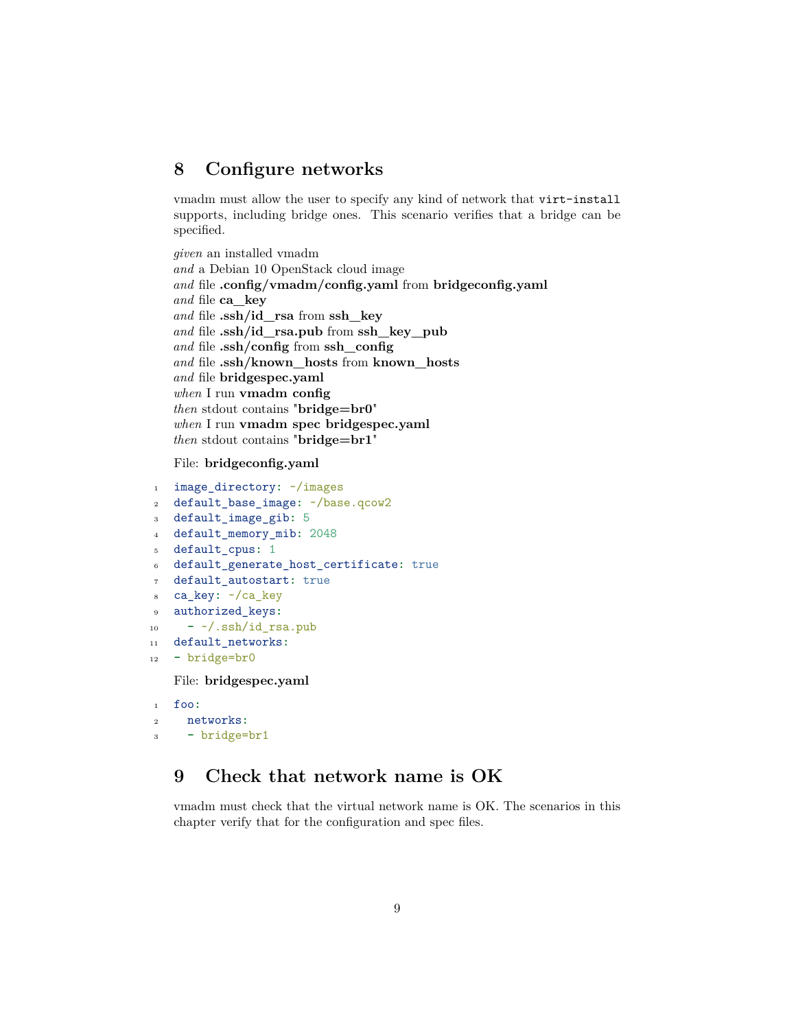# 8 Configure networks

vmadm must allow the user to specify any kind of network that `virt-install` supports, including bridge ones. This scenario verifies that a bridge can be specified.

*given* an installed vmadm
*and* a Debian 10 OpenStack cloud image
*and* file **.config/vmadm/config.yaml** from **bridgeconfig.yaml**
*and* file **ca_key**
*and* file **.ssh/id_rsa** from **ssh_key**
*and* file **.ssh/id_rsa.pub** from **ssh_key_pub**
*and* file **.ssh/config** from **ssh_config**
*and* file **.ssh/known_hosts** from **known_hosts**
*and* file **bridgespec.yaml**
*when* I run **vmadm config**
*then* stdout contains "**bridge=br0**"
*when* I run **vmadm spec bridgespec.yaml**
*then* stdout contains "**bridge=br1**"

File: **bridgeconfig.yaml**

```yaml
image_directory: ~/images
default_base_image: ~/base.qcow2
default_image_gib: 5
default_memory_mib: 2048
default_cpus: 1
default_generate_host_certificate: true
default_autostart: true
ca_key: ~/ca_key
authorized_keys:
  - ~/.ssh/id_rsa.pub
default_networks:
- bridge=br0
```

File: **bridgespec.yaml**

```yaml
foo:
  networks:
  - bridge=br1
```

# 9 Check that network name is OK

vmadm must check that the virtual network name is OK. The scenarios in this chapter verify that for the configuration and spec files.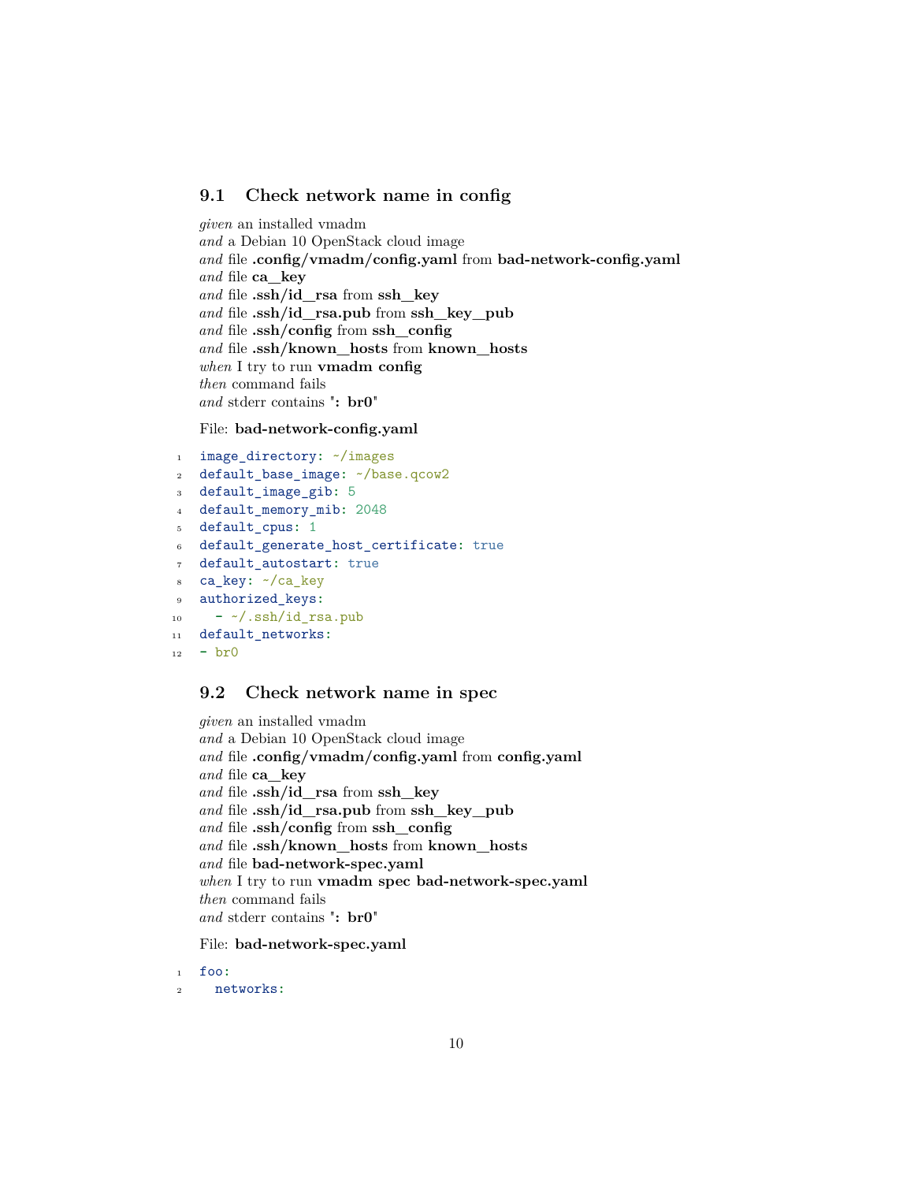## 9.1 Check network name in config

*given* an installed vmadm
*and* a Debian 10 OpenStack cloud image
*and* file **.config/vmadm/config.yaml** from **bad-network-config.yaml**
*and* file **ca_key**
*and* file **.ssh/id_rsa** from **ssh_key**
*and* file **.ssh/id_rsa.pub** from **ssh_key_pub**
*and* file **.ssh/config** from **ssh_config**
*and* file **.ssh/known_hosts** from **known_hosts**
*when* I try to run **vmadm config**
*then* command fails
*and* stderr contains "**: br0**"

File: **bad-network-config.yaml**

```
image_directory: ~/images
default_base_image: ~/base.qcow2
default_image_gib: 5
default_memory_mib: 2048
default_cpus: 1
default_generate_host_certificate: true
default_autostart: true
ca_key: ~/ca_key
authorized_keys:
  - ~/.ssh/id_rsa.pub
default_networks:
- br0
```

## 9.2 Check network name in spec

*given* an installed vmadm
*and* a Debian 10 OpenStack cloud image
*and* file **.config/vmadm/config.yaml** from **config.yaml**
*and* file **ca_key**
*and* file **.ssh/id_rsa** from **ssh_key**
*and* file **.ssh/id_rsa.pub** from **ssh_key_pub**
*and* file **.ssh/config** from **ssh_config**
*and* file **.ssh/known_hosts** from **known_hosts**
*and* file **bad-network-spec.yaml**
*when* I try to run **vmadm spec bad-network-spec.yaml**
*then* command fails
*and* stderr contains "**: br0**"

File: **bad-network-spec.yaml**

```
foo:
  networks:
```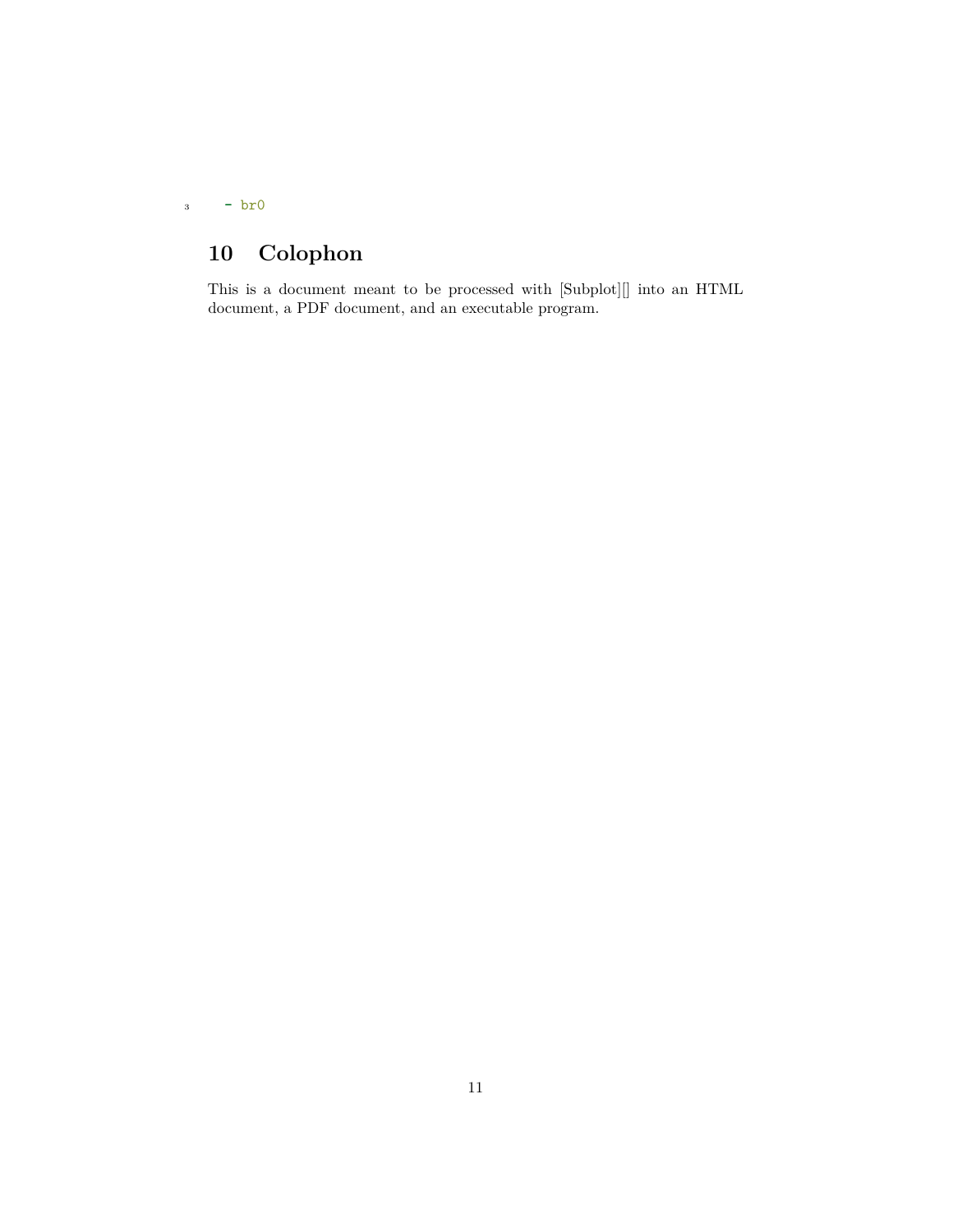```
    - br0
```

## 10 Colophon

This is a document meant to be processed with [Subplot][] into an HTML document, a PDF document, and an executable program.